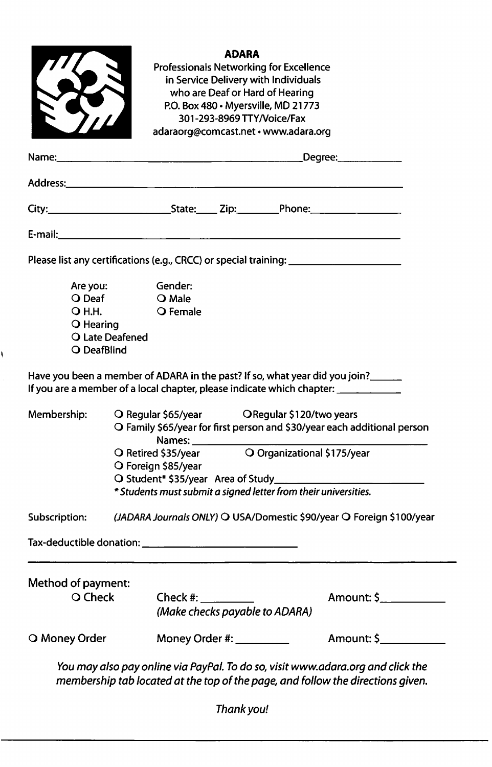**ADARA**

Professionals Networking for Excellence in Service Delivery with Individuals who are Deaf or Hard of Hearing

P.O. Box 480 • Myersville, MD 21773

301-293-8969 TTY/Voice/Fax

adaraorg@comcast.net • www.adara.org

Name:_______________________________________________ Degree:____________

Address:_________________________________________________________________

City:________________________ State:_____ Zip:_________ Phone:_________________

E-mail:__________________________________________________________________

Please list any certifications (e.g., CRCC) or special training: _____________________

Are you:
- ○ Deaf
- ○ H.H.
- ○ Hearing
- ○ Late Deafened
- ○ DeafBlind

Gender:
- ○ Male
- ○ Female

Have you been a member of ADARA in the past? If so, what year did you join?______

If you are a member of a local chapter, please indicate which chapter: ____________

Membership:
- ○ Regular $65/year
- ○ Regular $120/two years
- ○ Family $65/year for first person and $30/year each additional person
  Names: ____________________________________________
- ○ Retired $35/year
- ○ Organizational $175/year
- ○ Foreign $85/year
- ○ Student* $35/year Area of Study____________________________

*\* Students must submit a signed letter from their universities.*

Subscription: *(JADARA Journals ONLY)* ○ USA/Domestic $90/year ○ Foreign $100/year

Tax-deductible donation: ______________________________

---

Method of payment:

○ Check Check #: __________ Amount: $____________

*(Make checks payable to ADARA)*

○ Money Order Money Order #: __________ Amount: $____________

*You may also pay online via PayPal. To do so, visit www.adara.org and click the membership tab located at the top of the page, and follow the directions given.*

*Thank you!*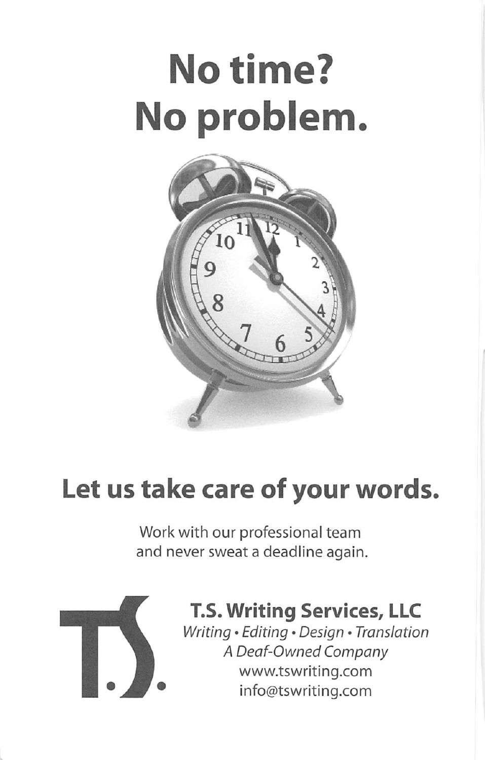# No time?
# No problem.

## Let us take care of your words.

Work with our professional team
and never sweat a deadline again.

**T.S. Writing Services, LLC**
*Writing • Editing • Design • Translation*
*A Deaf-Owned Company*
www.tswriting.com
info@tswriting.com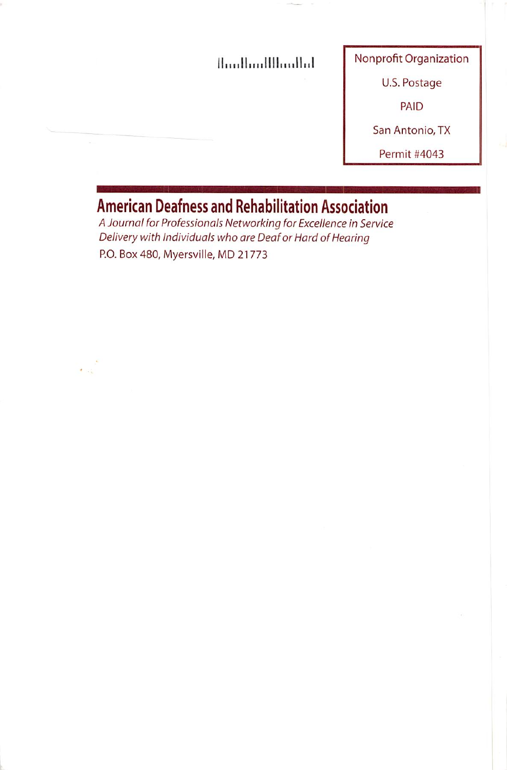Nonprofit Organization

U.S. Postage

PAID

San Antonio, TX

Permit #4043

## American Deafness and Rehabilitation Association

*A Journal for Professionals Networking for Excellence in Service Delivery with Individuals who are Deaf or Hard of Hearing*

P.O. Box 480, Myersville, MD 21773